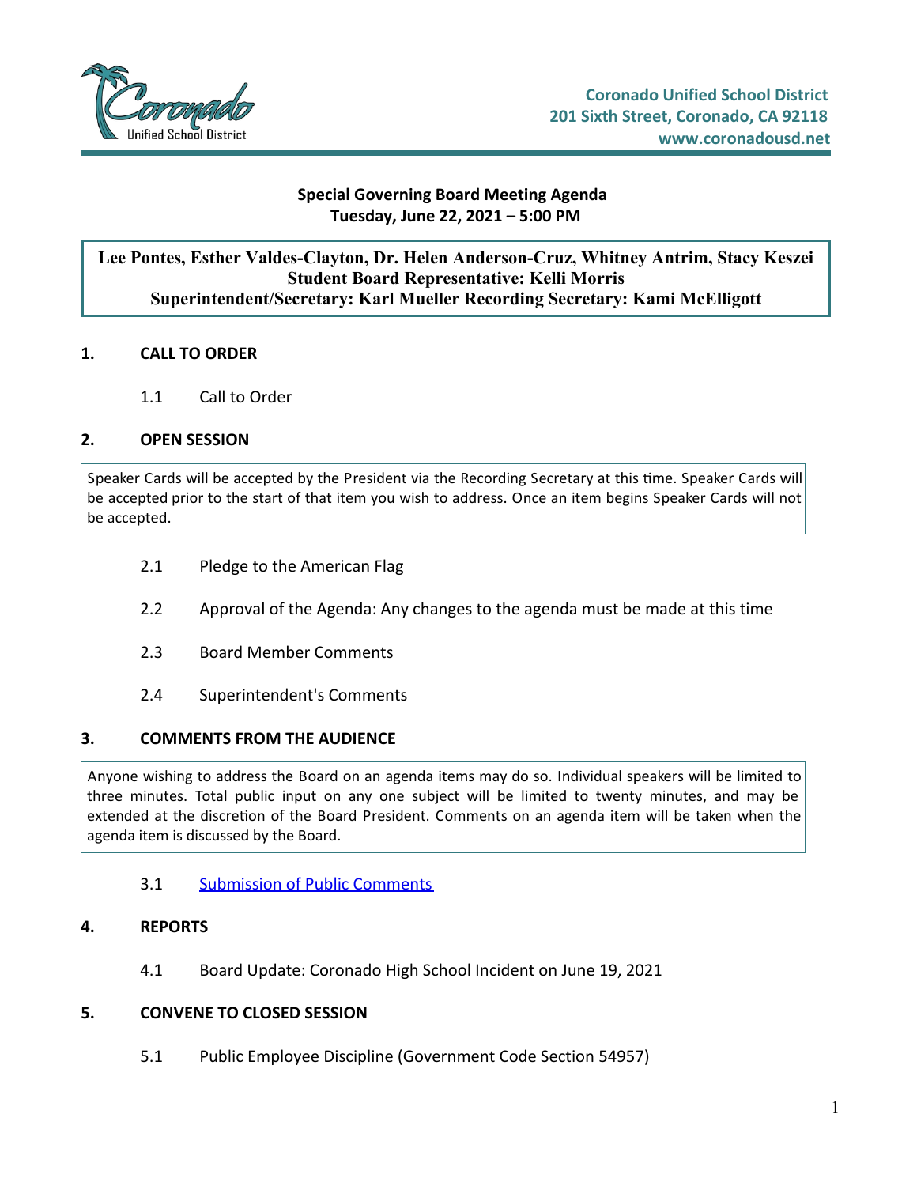Coronado Unified School District
201 Sixth Street, Coronado, CA 92118
www.coronadousd.net

# Special Governing Board Meeting Agenda
## Tuesday, June 22, 2021 – 5:00 PM

**Lee Pontes, Esther Valdes-Clayton, Dr. Helen Anderson-Cruz, Whitney Antrim, Stacy Keszei**
**Student Board Representative: Kelli Morris**
**Superintendent/Secretary: Karl Mueller Recording Secretary: Kami McElligott**

### 1. CALL TO ORDER

1.1 Call to Order

### 2. OPEN SESSION

Speaker Cards will be accepted by the President via the Recording Secretary at this time. Speaker Cards will be accepted prior to the start of that item you wish to address. Once an item begins Speaker Cards will not be accepted.

2.1 Pledge to the American Flag

2.2 Approval of the Agenda: Any changes to the agenda must be made at this time

2.3 Board Member Comments

2.4 Superintendent's Comments

### 3. COMMENTS FROM THE AUDIENCE

Anyone wishing to address the Board on an agenda items may do so. Individual speakers will be limited to three minutes. Total public input on any one subject will be limited to twenty minutes, and may be extended at the discretion of the Board President. Comments on an agenda item will be taken when the agenda item is discussed by the Board.

3.1 Submission of Public Comments

### 4. REPORTS

4.1 Board Update: Coronado High School Incident on June 19, 2021

### 5. CONVENE TO CLOSED SESSION

5.1 Public Employee Discipline (Government Code Section 54957)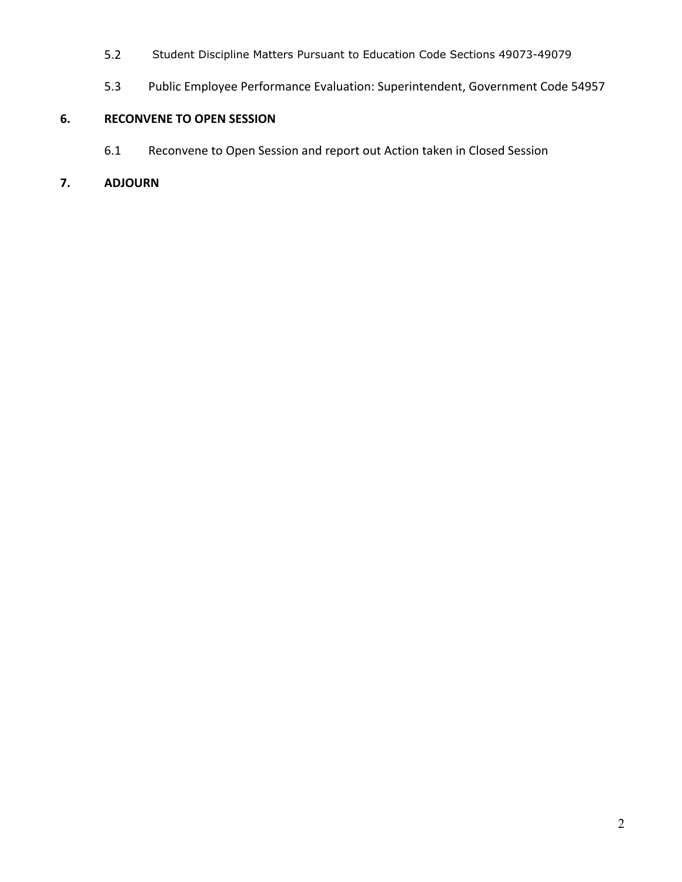5.2 Student Discipline Matters Pursuant to Education Code Sections 49073-49079

5.3 Public Employee Performance Evaluation: Superintendent, Government Code 54957

**6. RECONVENE TO OPEN SESSION**

6.1 Reconvene to Open Session and report out Action taken in Closed Session

**7. ADJOURN**